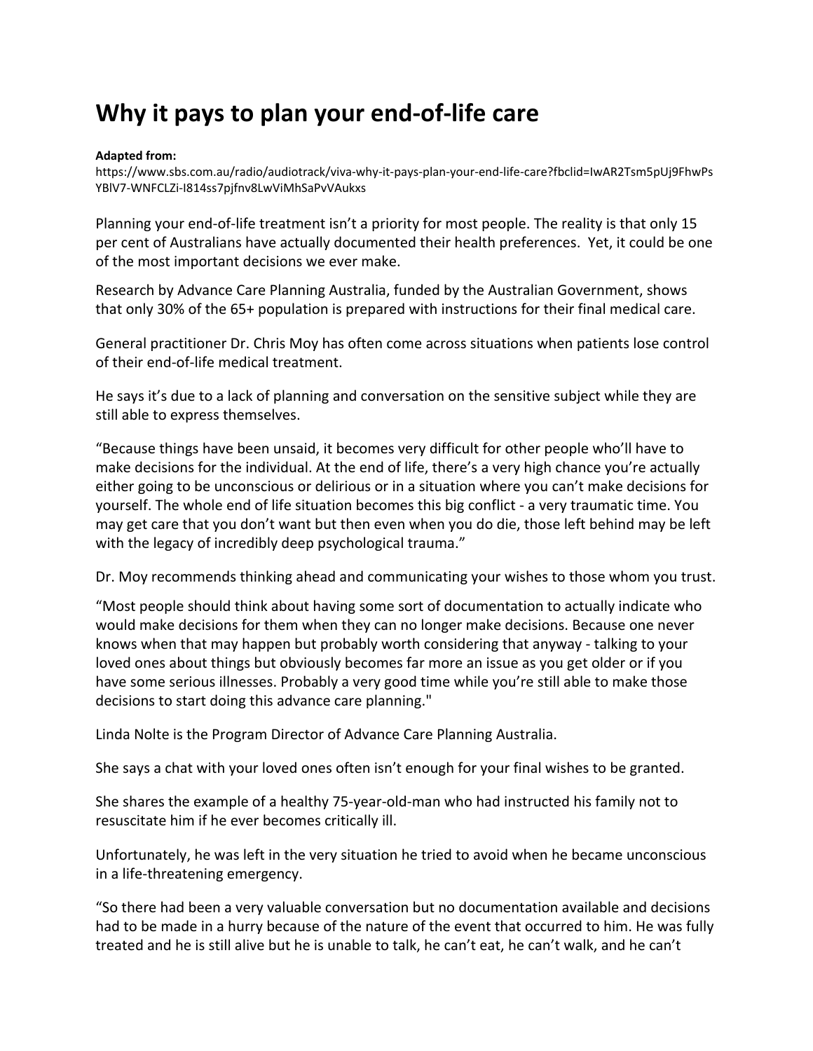# Why it pays to plan your end-of-life care

**Adapted from:**
https://www.sbs.com.au/radio/audiotrack/viva-why-it-pays-plan-your-end-life-care?fbclid=IwAR2Tsm5pUj9FhwPsYBlV7-WNFCLZi-I814ss7pjfnv8LwViMhSaPvVAukxs

Planning your end-of-life treatment isn't a priority for most people. The reality is that only 15 per cent of Australians have actually documented their health preferences. Yet, it could be one of the most important decisions we ever make.

Research by Advance Care Planning Australia, funded by the Australian Government, shows that only 30% of the 65+ population is prepared with instructions for their final medical care.

General practitioner Dr. Chris Moy has often come across situations when patients lose control of their end-of-life medical treatment.

He says it's due to a lack of planning and conversation on the sensitive subject while they are still able to express themselves.

"Because things have been unsaid, it becomes very difficult for other people who'll have to make decisions for the individual. At the end of life, there's a very high chance you're actually either going to be unconscious or delirious or in a situation where you can't make decisions for yourself. The whole end of life situation becomes this big conflict - a very traumatic time. You may get care that you don't want but then even when you do die, those left behind may be left with the legacy of incredibly deep psychological trauma."

Dr. Moy recommends thinking ahead and communicating your wishes to those whom you trust.

"Most people should think about having some sort of documentation to actually indicate who would make decisions for them when they can no longer make decisions. Because one never knows when that may happen but probably worth considering that anyway - talking to your loved ones about things but obviously becomes far more an issue as you get older or if you have some serious illnesses. Probably a very good time while you're still able to make those decisions to start doing this advance care planning."

Linda Nolte is the Program Director of Advance Care Planning Australia.

She says a chat with your loved ones often isn't enough for your final wishes to be granted.

She shares the example of a healthy 75-year-old-man who had instructed his family not to resuscitate him if he ever becomes critically ill.

Unfortunately, he was left in the very situation he tried to avoid when he became unconscious in a life-threatening emergency.

"So there had been a very valuable conversation but no documentation available and decisions had to be made in a hurry because of the nature of the event that occurred to him. He was fully treated and he is still alive but he is unable to talk, he can't eat, he can't walk, and he can't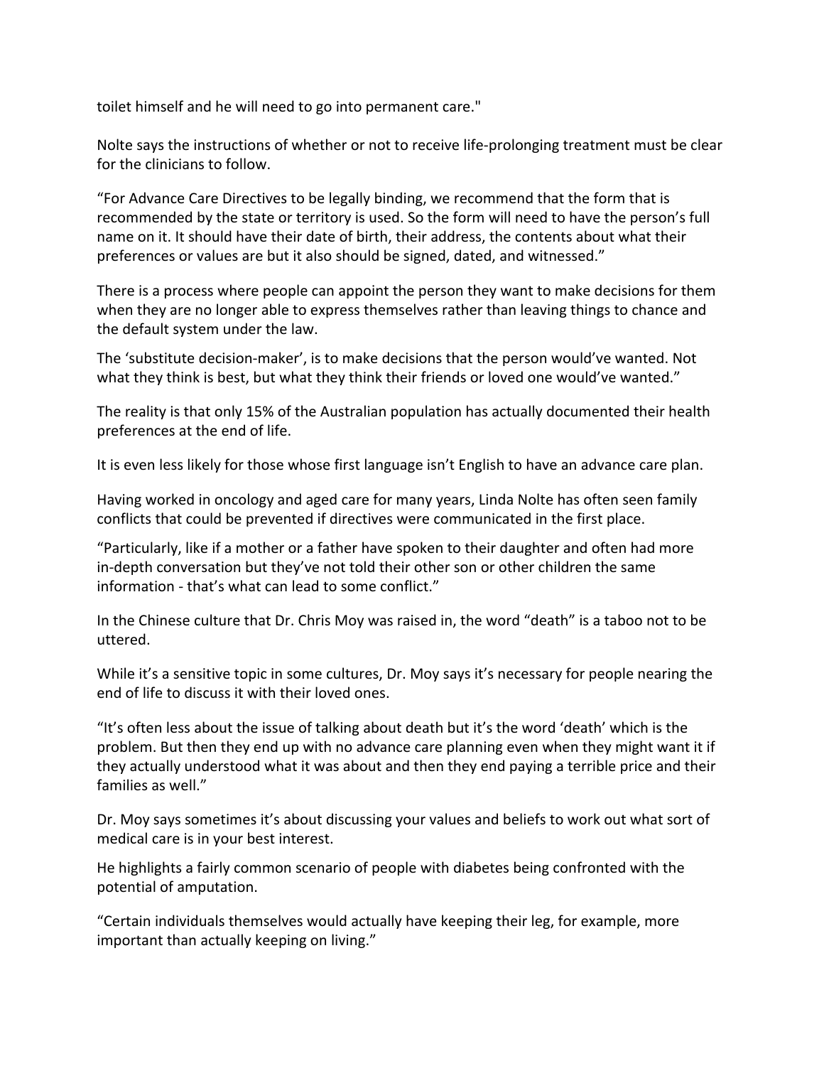toilet himself and he will need to go into permanent care."

Nolte says the instructions of whether or not to receive life-prolonging treatment must be clear for the clinicians to follow.

“For Advance Care Directives to be legally binding, we recommend that the form that is recommended by the state or territory is used. So the form will need to have the person’s full name on it. It should have their date of birth, their address, the contents about what their preferences or values are but it also should be signed, dated, and witnessed.”

There is a process where people can appoint the person they want to make decisions for them when they are no longer able to express themselves rather than leaving things to chance and the default system under the law.

The ‘substitute decision-maker’, is to make decisions that the person would’ve wanted. Not what they think is best, but what they think their friends or loved one would’ve wanted.”

The reality is that only 15% of the Australian population has actually documented their health preferences at the end of life.

It is even less likely for those whose first language isn’t English to have an advance care plan.

Having worked in oncology and aged care for many years, Linda Nolte has often seen family conflicts that could be prevented if directives were communicated in the first place.

“Particularly, like if a mother or a father have spoken to their daughter and often had more in-depth conversation but they’ve not told their other son or other children the same information - that’s what can lead to some conflict.”

In the Chinese culture that Dr. Chris Moy was raised in, the word “death” is a taboo not to be uttered.

While it’s a sensitive topic in some cultures, Dr. Moy says it’s necessary for people nearing the end of life to discuss it with their loved ones.

“It’s often less about the issue of talking about death but it’s the word ‘death’ which is the problem. But then they end up with no advance care planning even when they might want it if they actually understood what it was about and then they end paying a terrible price and their families as well.”

Dr. Moy says sometimes it’s about discussing your values and beliefs to work out what sort of medical care is in your best interest.

He highlights a fairly common scenario of people with diabetes being confronted with the potential of amputation.

“Certain individuals themselves would actually have keeping their leg, for example, more important than actually keeping on living.”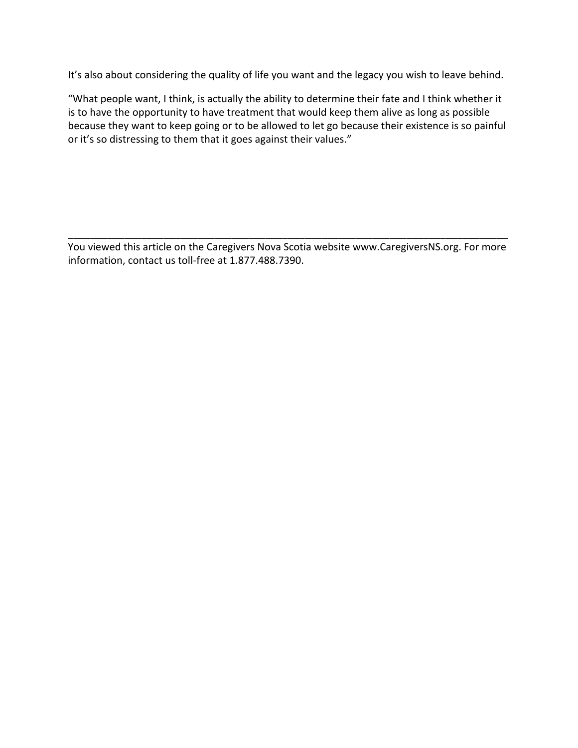It's also about considering the quality of life you want and the legacy you wish to leave behind.

"What people want, I think, is actually the ability to determine their fate and I think whether it is to have the opportunity to have treatment that would keep them alive as long as possible because they want to keep going or to be allowed to let go because their existence is so painful or it's so distressing to them that it goes against their values."

---

You viewed this article on the Caregivers Nova Scotia website www.CaregiversNS.org. For more information, contact us toll-free at 1.877.488.7390.